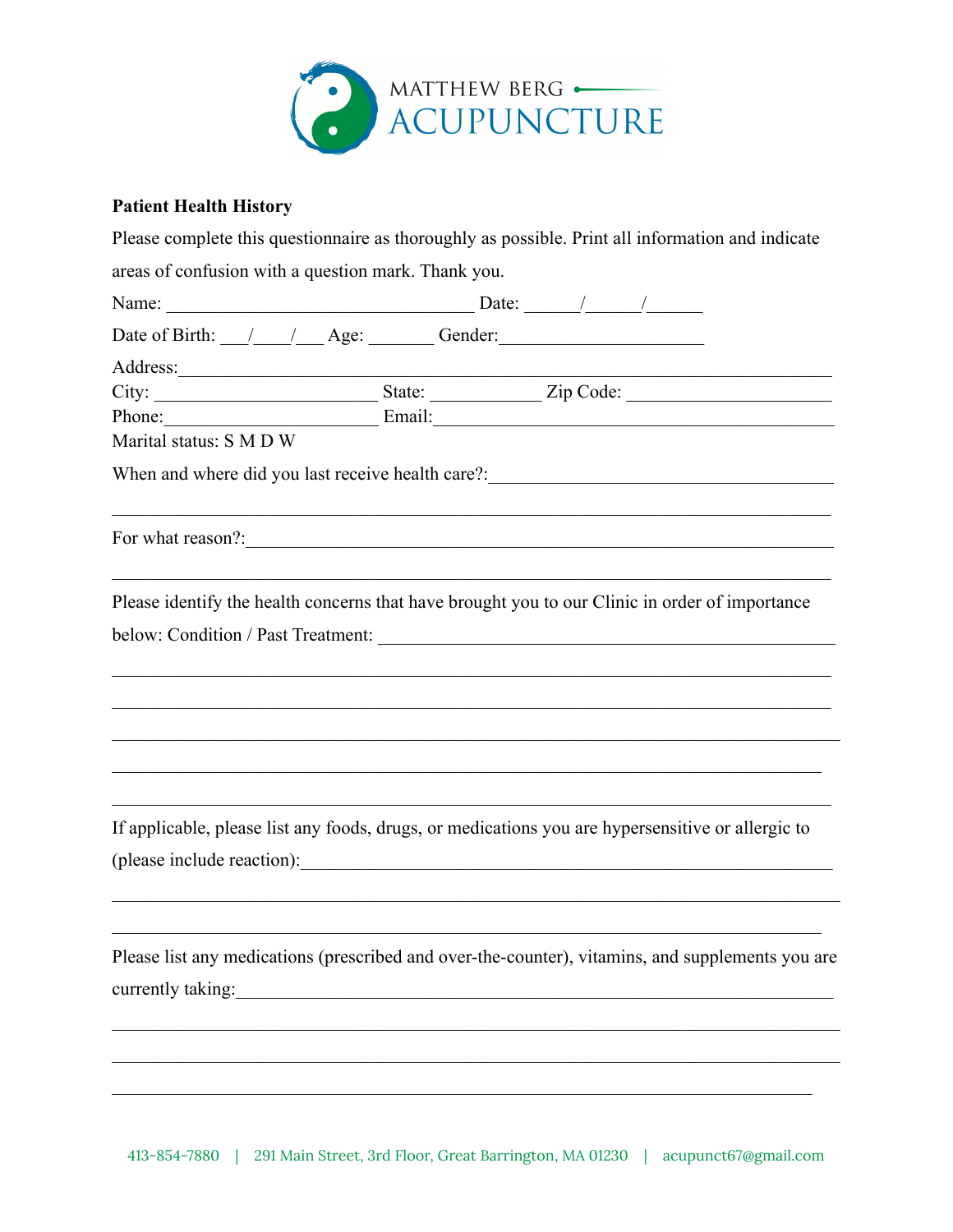MATTHEW BERG
ACUPUNCTURE

**Patient Health History**

Please complete this questionnaire as thoroughly as possible. Print all information and indicate areas of confusion with a question mark. Thank you.

Name: ________________________________ Date: ______/______/______

Date of Birth: ___/____/___ Age: _______ Gender:_____________________

Address:______________________________________________________________________

City: _______________________ State: ___________ Zip Code: ______________________

Phone:_______________________ Email:__________________________________________

Marital status: S M D W

When and where did you last receive health care?:___________________________________

______________________________________________________________________________

For what reason?:_______________________________________________________________

______________________________________________________________________________

Please identify the health concerns that have brought you to our Clinic in order of importance below: Condition / Past Treatment: ________________________________________________

______________________________________________________________________________

______________________________________________________________________________

______________________________________________________________________________

______________________________________________________________________________

______________________________________________________________________________

If applicable, please list any foods, drugs, or medications you are hypersensitive or allergic to (please include reaction):____________________________________________________________

______________________________________________________________________________

______________________________________________________________________________

Please list any medications (prescribed and over-the-counter), vitamins, and supplements you are currently taking:_______________________________________________________________

______________________________________________________________________________

______________________________________________________________________________

______________________________________________________________________________

413-854-7880 | 291 Main Street, 3rd Floor, Great Barrington, MA 01230 | acupunct67@gmail.com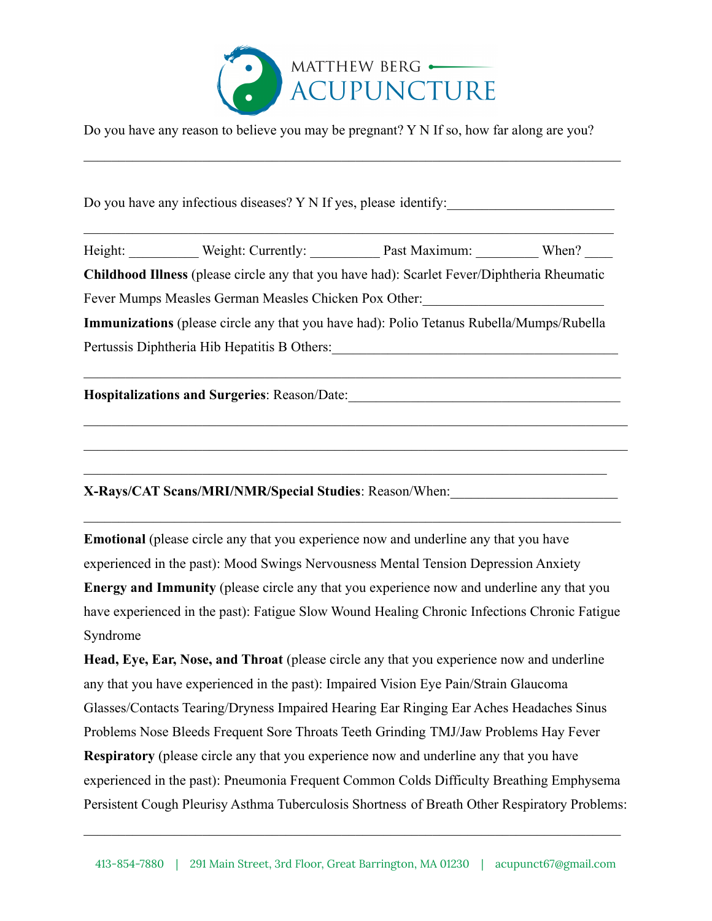Do you have any reason to believe you may be pregnant? Y N If so, how far along are you?

________________________________________________________________________

Do you have any infectious diseases? Y N If yes, please identify:________________________

________________________________________________________________________

Height: __________ Weight: Currently: __________ Past Maximum: _________ When? ____

**Childhood Illness** (please circle any that you have had): Scarlet Fever/Diphtheria Rheumatic Fever Mumps Measles German Measles Chicken Pox Other:_________________________

**Immunizations** (please circle any that you have had): Polio Tetanus Rubella/Mumps/Rubella Pertussis Diphtheria Hib Hepatitis B Others:_________________________________________

________________________________________________________________________

**Hospitalizations and Surgeries**: Reason/Date:_______________________________________

________________________________________________________________________

________________________________________________________________________

______________________________________________________________________

**X-Rays/CAT Scans/MRI/NMR/Special Studies**: Reason/When:________________________

________________________________________________________________________

**Emotional** (please circle any that you experience now and underline any that you have experienced in the past): Mood Swings Nervousness Mental Tension Depression Anxiety

**Energy and Immunity** (please circle any that you experience now and underline any that you have experienced in the past): Fatigue Slow Wound Healing Chronic Infections Chronic Fatigue Syndrome

**Head, Eye, Ear, Nose, and Throat** (please circle any that you experience now and underline any that you have experienced in the past): Impaired Vision Eye Pain/Strain Glaucoma Glasses/Contacts Tearing/Dryness Impaired Hearing Ear Ringing Ear Aches Headaches Sinus Problems Nose Bleeds Frequent Sore Throats Teeth Grinding TMJ/Jaw Problems Hay Fever

**Respiratory** (please circle any that you experience now and underline any that you have experienced in the past): Pneumonia Frequent Common Colds Difficulty Breathing Emphysema Persistent Cough Pleurisy Asthma Tuberculosis Shortness of Breath Other Respiratory Problems:

________________________________________________________________________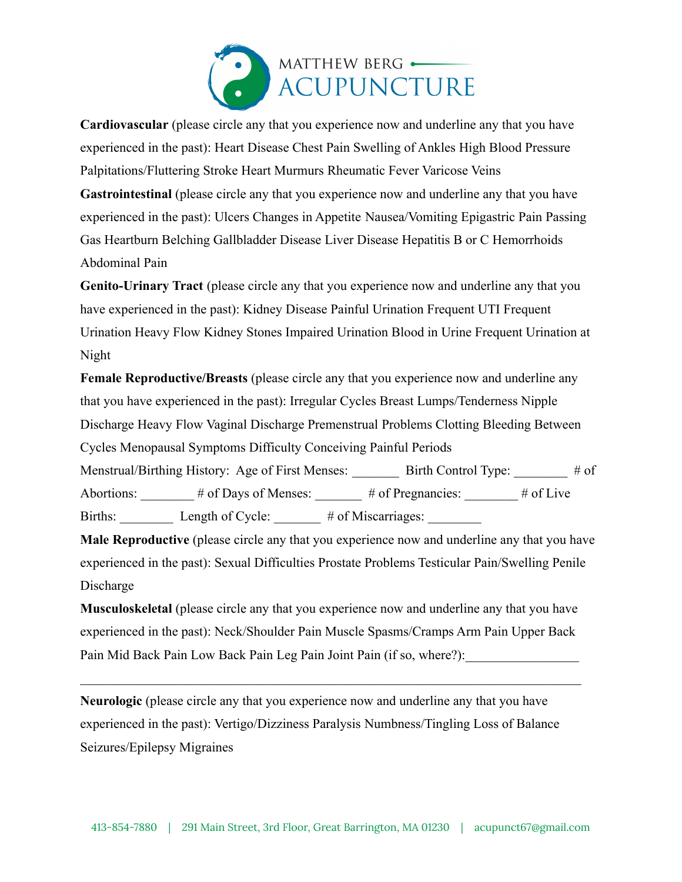**Cardiovascular** (please circle any that you experience now and underline any that you have experienced in the past): Heart Disease Chest Pain Swelling of Ankles High Blood Pressure Palpitations/Fluttering Stroke Heart Murmurs Rheumatic Fever Varicose Veins

**Gastrointestinal** (please circle any that you experience now and underline any that you have experienced in the past): Ulcers Changes in Appetite Nausea/Vomiting Epigastric Pain Passing Gas Heartburn Belching Gallbladder Disease Liver Disease Hepatitis B or C Hemorrhoids Abdominal Pain

**Genito-Urinary Tract** (please circle any that you experience now and underline any that you have experienced in the past): Kidney Disease Painful Urination Frequent UTI Frequent Urination Heavy Flow Kidney Stones Impaired Urination Blood in Urine Frequent Urination at Night

**Female Reproductive/Breasts** (please circle any that you experience now and underline any that you have experienced in the past): Irregular Cycles Breast Lumps/Tenderness Nipple Discharge Heavy Flow Vaginal Discharge Premenstrual Problems Clotting Bleeding Between Cycles Menopausal Symptoms Difficulty Conceiving Painful Periods

Menstrual/Birthing History: Age of First Menses: _______ Birth Control Type: ________ # of Abortions: ________ # of Days of Menses: _______ # of Pregnancies: ________ # of Live Births: ________ Length of Cycle: _______ # of Miscarriages: ________

**Male Reproductive** (please circle any that you experience now and underline any that you have experienced in the past): Sexual Difficulties Prostate Problems Testicular Pain/Swelling Penile Discharge

**Musculoskeletal** (please circle any that you experience now and underline any that you have experienced in the past): Neck/Shoulder Pain Muscle Spasms/Cramps Arm Pain Upper Back Pain Mid Back Pain Low Back Pain Leg Pain Joint Pain (if so, where?):_________________

_____________________________________________________________________________

**Neurologic** (please circle any that you experience now and underline any that you have experienced in the past): Vertigo/Dizziness Paralysis Numbness/Tingling Loss of Balance Seizures/Epilepsy Migraines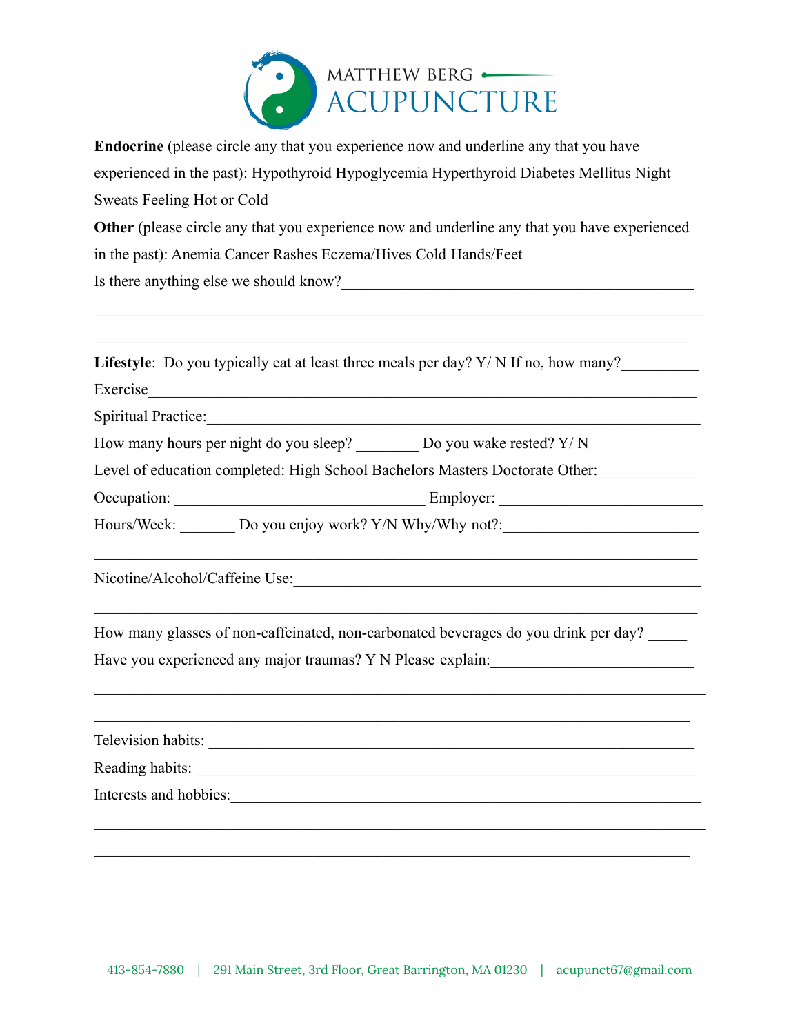MATTHEW BERG ACUPUNCTURE

**Endocrine** (please circle any that you experience now and underline any that you have experienced in the past): Hypothyroid Hypoglycemia Hyperthyroid Diabetes Mellitus Night Sweats Feeling Hot or Cold

**Other** (please circle any that you experience now and underline any that you have experienced in the past): Anemia Cancer Rashes Eczema/Hives Cold Hands/Feet

Is there anything else we should know?_______________________________________________

_________________________________________________________________________________

_________________________________________________________________________________

**Lifestyle**: Do you typically eat at least three meals per day? Y/ N If no, how many?__________

Exercise_________________________________________________________________________

Spiritual Practice:________________________________________________________________

How many hours per night do you sleep? ________ Do you wake rested? Y/ N

Level of education completed: High School Bachelors Masters Doctorate Other:_____________

Occupation: ________________________________ Employer: __________________________

Hours/Week: _______ Do you enjoy work? Y/N Why/Why not?:_________________________

_________________________________________________________________________________

Nicotine/Alcohol/Caffeine Use:______________________________________________________

_________________________________________________________________________________

How many glasses of non-caffeinated, non-carbonated beverages do you drink per day? _____

Have you experienced any major traumas? Y N Please explain:__________________________

_________________________________________________________________________________

_________________________________________________________________________________

Television habits: _________________________________________________________________

Reading habits: ___________________________________________________________________

Interests and hobbies:_______________________________________________________________

_________________________________________________________________________________

_________________________________________________________________________________

413-854-7880 | 291 Main Street, 3rd Floor, Great Barrington, MA 01230 | acupunct67@gmail.com